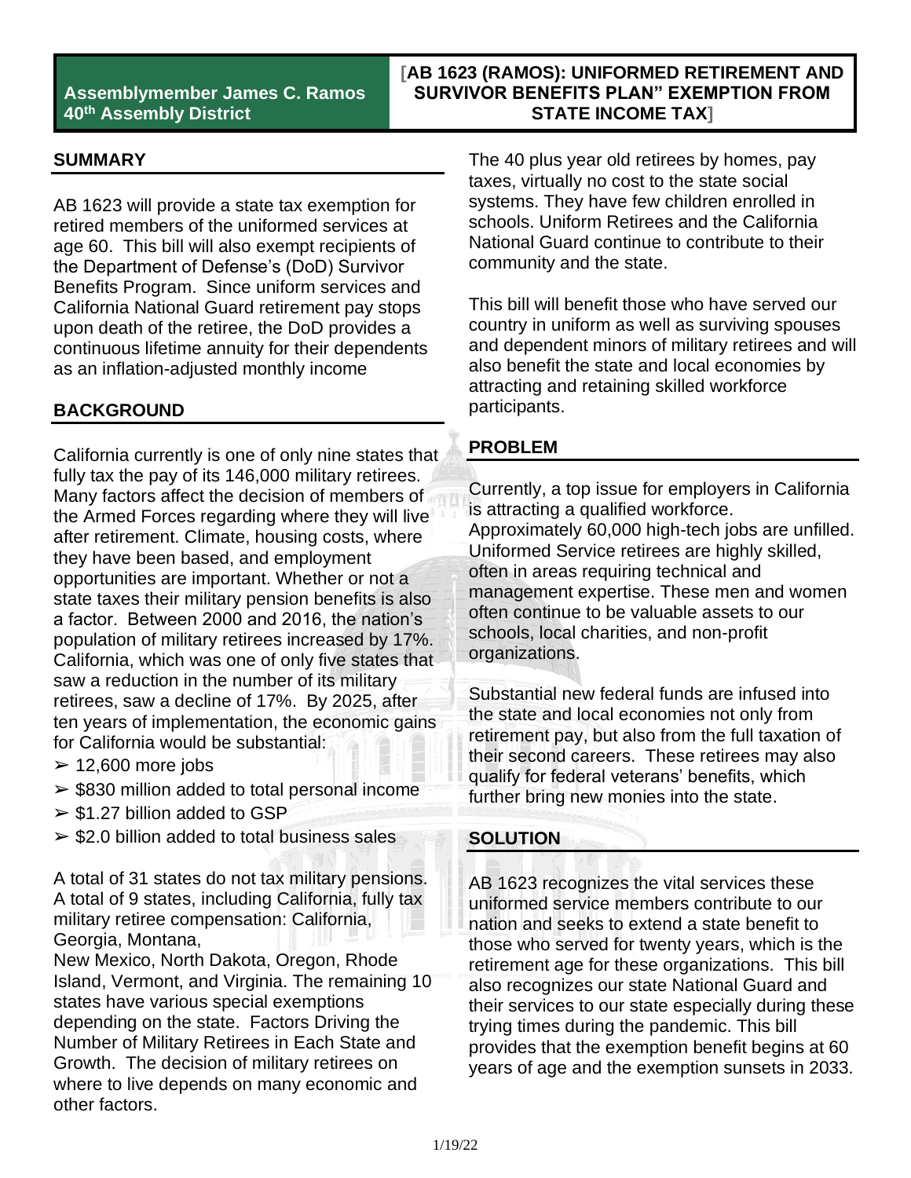**Assemblymember James C. Ramos**
**40th Assembly District**

# [AB 1623 (RAMOS): UNIFORMED RETIREMENT AND SURVIVOR BENEFITS PLAN" EXEMPTION FROM STATE INCOME TAX]

## SUMMARY

AB 1623 will provide a state tax exemption for retired members of the uniformed services at age 60. This bill will also exempt recipients of the Department of Defense's (DoD) Survivor Benefits Program. Since uniform services and California National Guard retirement pay stops upon death of the retiree, the DoD provides a continuous lifetime annuity for their dependents as an inflation-adjusted monthly income

## BACKGROUND

California currently is one of only nine states that fully tax the pay of its 146,000 military retirees. Many factors affect the decision of members of the Armed Forces regarding where they will live after retirement. Climate, housing costs, where they have been based, and employment opportunities are important. Whether or not a state taxes their military pension benefits is also a factor. Between 2000 and 2016, the nation's population of military retirees increased by 17%. California, which was one of only five states that saw a reduction in the number of its military retirees, saw a decline of 17%. By 2025, after ten years of implementation, the economic gains for California would be substantial:

- ➢ 12,600 more jobs
- ➢ $830 million added to total personal income
- ➢ $1.27 billion added to GSP
- ➢ $2.0 billion added to total business sales

A total of 31 states do not tax military pensions. A total of 9 states, including California, fully tax military retiree compensation: California, Georgia, Montana, New Mexico, North Dakota, Oregon, Rhode Island, Vermont, and Virginia. The remaining 10 states have various special exemptions depending on the state. Factors Driving the Number of Military Retirees in Each State and Growth. The decision of military retirees on where to live depends on many economic and other factors.

The 40 plus year old retirees by homes, pay taxes, virtually no cost to the state social systems. They have few children enrolled in schools. Uniform Retirees and the California National Guard continue to contribute to their community and the state.

This bill will benefit those who have served our country in uniform as well as surviving spouses and dependent minors of military retirees and will also benefit the state and local economies by attracting and retaining skilled workforce participants.

## PROBLEM

Currently, a top issue for employers in California is attracting a qualified workforce. Approximately 60,000 high-tech jobs are unfilled. Uniformed Service retirees are highly skilled, often in areas requiring technical and management expertise. These men and women often continue to be valuable assets to our schools, local charities, and non-profit organizations.

Substantial new federal funds are infused into the state and local economies not only from retirement pay, but also from the full taxation of their second careers. These retirees may also qualify for federal veterans' benefits, which further bring new monies into the state.

## SOLUTION

AB 1623 recognizes the vital services these uniformed service members contribute to our nation and seeks to extend a state benefit to those who served for twenty years, which is the retirement age for these organizations. This bill also recognizes our state National Guard and their services to our state especially during these trying times during the pandemic. This bill provides that the exemption benefit begins at 60 years of age and the exemption sunsets in 2033.

1/19/22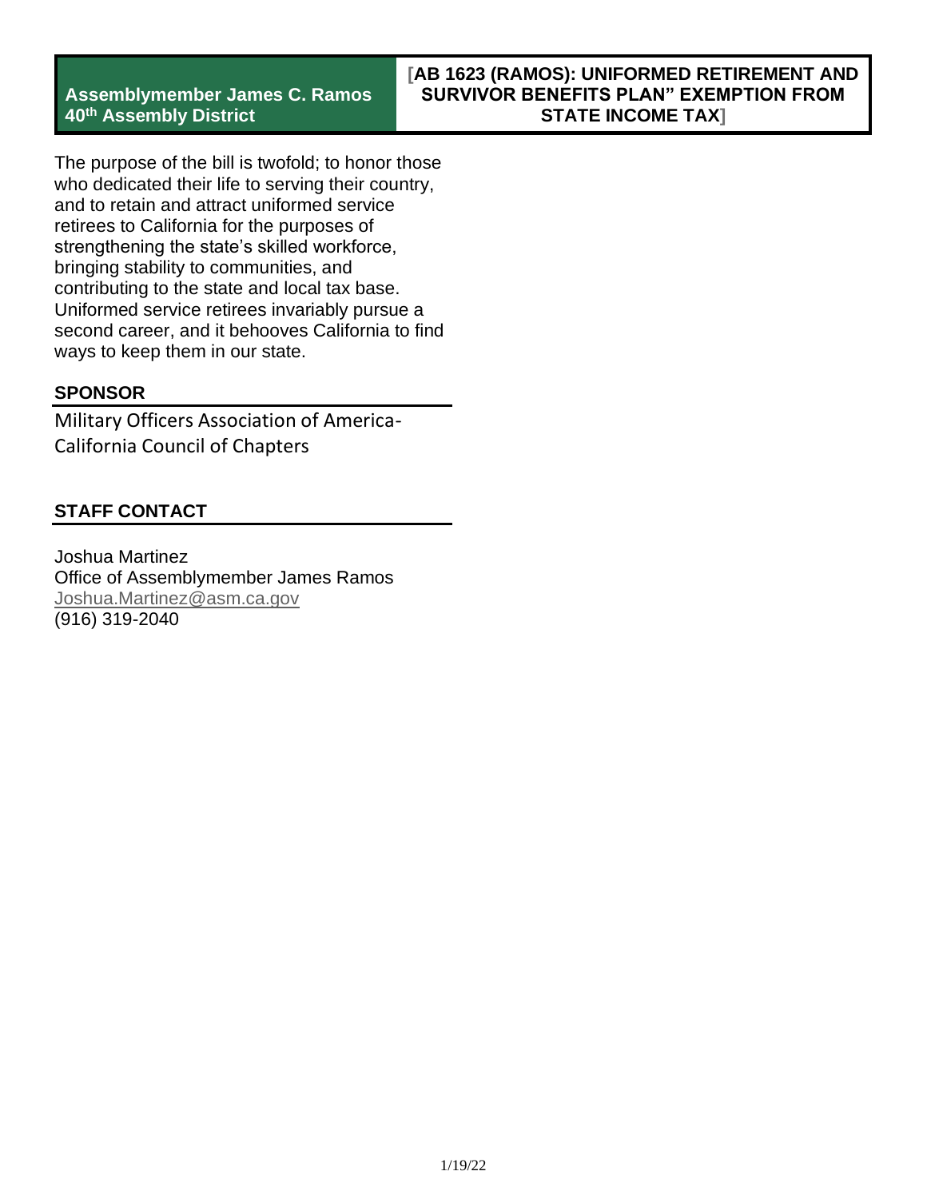**Assemblymember James C. Ramos**
**40th Assembly District**

**[AB 1623 (RAMOS): UNIFORMED RETIREMENT AND SURVIVOR BENEFITS PLAN" EXEMPTION FROM STATE INCOME TAX]**

The purpose of the bill is twofold; to honor those who dedicated their life to serving their country, and to retain and attract uniformed service retirees to California for the purposes of strengthening the state's skilled workforce, bringing stability to communities, and contributing to the state and local tax base. Uniformed service retirees invariably pursue a second career, and it behooves California to find ways to keep them in our state.

## SPONSOR

Military Officers Association of America-California Council of Chapters

## STAFF CONTACT

Joshua Martinez
Office of Assemblymember James Ramos
Joshua.Martinez@asm.ca.gov
(916) 319-2040

1/19/22